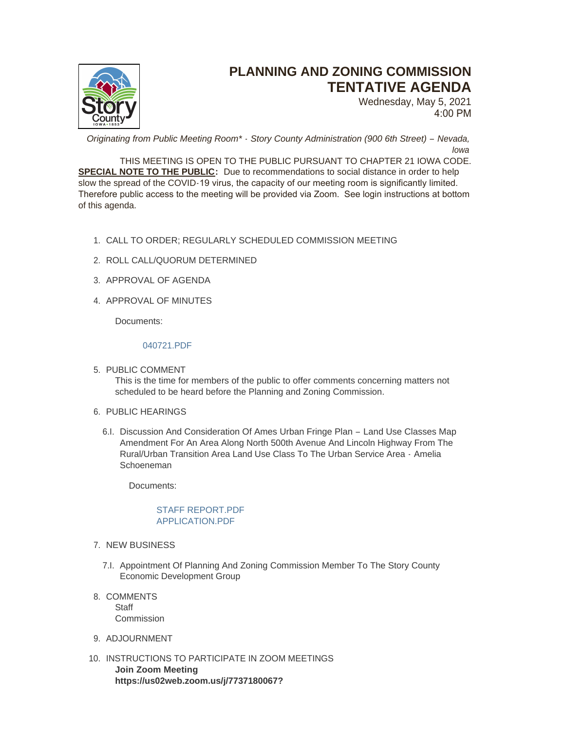# PLANNING AND ZONING COMMISSION
# TENTATIVE AGENDA

Wednesday, May 5, 2021
4:00 PM

*Originating from Public Meeting Room\* - Story County Administration (900 6th Street) – Nevada, Iowa*

THIS MEETING IS OPEN TO THE PUBLIC PURSUANT TO CHAPTER 21 IOWA CODE.

**SPECIAL NOTE TO THE PUBLIC:** Due to recommendations to social distance in order to help slow the spread of the COVID-19 virus, the capacity of our meeting room is significantly limited. Therefore public access to the meeting will be provided via Zoom. See login instructions at bottom of this agenda.

1. CALL TO ORDER; REGULARLY SCHEDULED COMMISSION MEETING
2. ROLL CALL/QUORUM DETERMINED
3. APPROVAL OF AGENDA
4. APPROVAL OF MINUTES

   Documents:

   040721.PDF

5. PUBLIC COMMENT

   This is the time for members of the public to offer comments concerning matters not scheduled to be heard before the Planning and Zoning Commission.

6. PUBLIC HEARINGS

   6.I. Discussion And Consideration Of Ames Urban Fringe Plan – Land Use Classes Map Amendment For An Area Along North 500th Avenue And Lincoln Highway From The Rural/Urban Transition Area Land Use Class To The Urban Service Area - Amelia Schoeneman

   Documents:

   STAFF REPORT.PDF
   APPLICATION.PDF

7. NEW BUSINESS

   7.I. Appointment Of Planning And Zoning Commission Member To The Story County Economic Development Group

8. COMMENTS

   Staff
   Commission

9. ADJOURNMENT

10. INSTRUCTIONS TO PARTICIPATE IN ZOOM MEETINGS

    **Join Zoom Meeting**
    **https://us02web.zoom.us/j/7737180067?**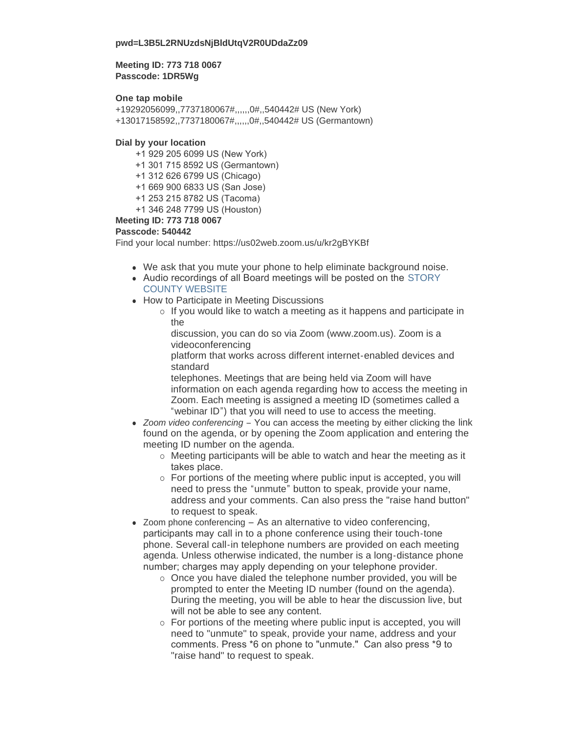**pwd=L3B5L2RNUzdsNjBldUtqV2R0UDdaZz09**

**Meeting ID: 773 718 0067**
**Passcode: 1DR5Wg**

**One tap mobile**
+19292056099,,7737180067#,,,,,,0#,,540442# US (New York)
+13017158592,,7737180067#,,,,,,0#,,540442# US (Germantown)

**Dial by your location**

+1 929 205 6099 US (New York)
+1 301 715 8592 US (Germantown)
+1 312 626 6799 US (Chicago)
+1 669 900 6833 US (San Jose)
+1 253 215 8782 US (Tacoma)
+1 346 248 7799 US (Houston)

**Meeting ID: 773 718 0067**
**Passcode: 540442**
Find your local number: https://us02web.zoom.us/u/kr2gBYKBf

- We ask that you mute your phone to help eliminate background noise.
- Audio recordings of all Board meetings will be posted on the STORY COUNTY WEBSITE
- How to Participate in Meeting Discussions
  - If you would like to watch a meeting as it happens and participate in the discussion, you can do so via Zoom (www.zoom.us). Zoom is a videoconferencing platform that works across different internet-enabled devices and standard telephones. Meetings that are being held via Zoom will have information on each agenda regarding how to access the meeting in Zoom. Each meeting is assigned a meeting ID (sometimes called a "webinar ID") that you will need to use to access the meeting.
- *Zoom video conferencing* – You can access the meeting by either clicking the link found on the agenda, or by opening the Zoom application and entering the meeting ID number on the agenda.
  - Meeting participants will be able to watch and hear the meeting as it takes place.
  - For portions of the meeting where public input is accepted, you will need to press the "unmute" button to speak, provide your name, address and your comments. Can also press the "raise hand button" to request to speak.
- Zoom phone conferencing – As an alternative to video conferencing, participants may call in to a phone conference using their touch-tone phone. Several call-in telephone numbers are provided on each meeting agenda. Unless otherwise indicated, the number is a long-distance phone number; charges may apply depending on your telephone provider.
  - Once you have dialed the telephone number provided, you will be prompted to enter the Meeting ID number (found on the agenda). During the meeting, you will be able to hear the discussion live, but will not be able to see any content.
  - For portions of the meeting where public input is accepted, you will need to "unmute" to speak, provide your name, address and your comments. Press *6 on phone to "unmute." Can also press *9 to "raise hand" to request to speak.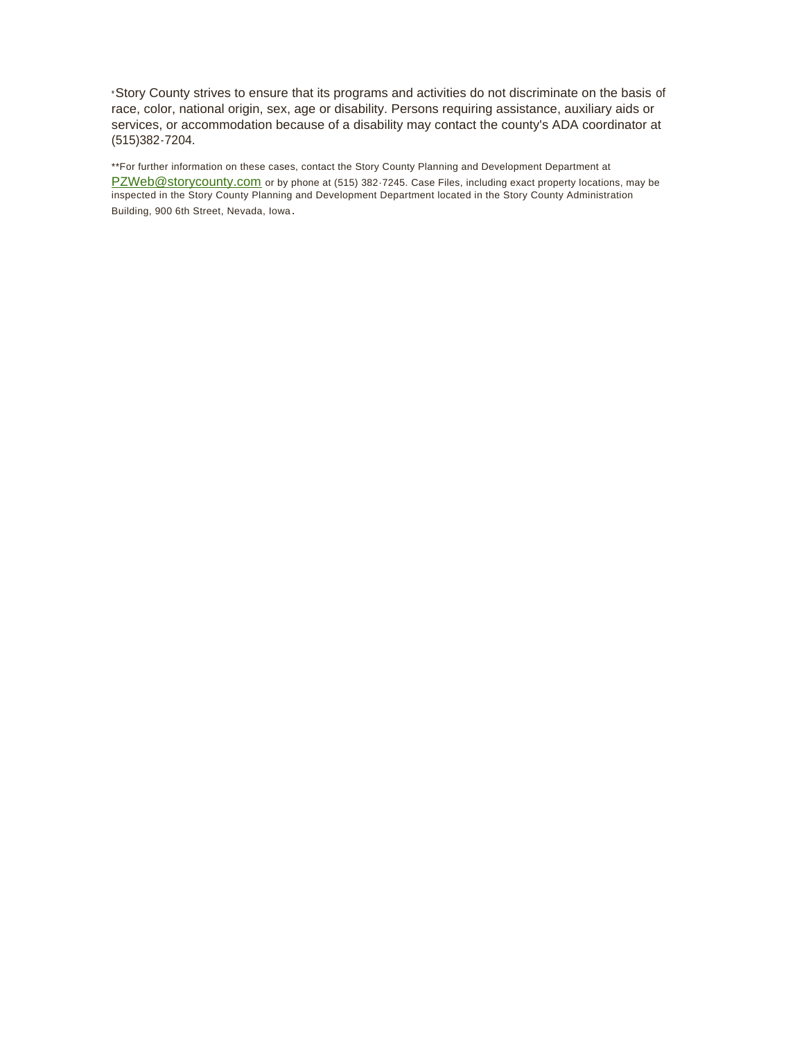*Story County strives to ensure that its programs and activities do not discriminate on the basis of race, color, national origin, sex, age or disability. Persons requiring assistance, auxiliary aids or services, or accommodation because of a disability may contact the county's ADA coordinator at (515)382-7204.

**For further information on these cases, contact the Story County Planning and Development Department at PZWeb@storycounty.com or by phone at (515) 382-7245. Case Files, including exact property locations, may be inspected in the Story County Planning and Development Department located in the Story County Administration Building, 900 6th Street, Nevada, Iowa.